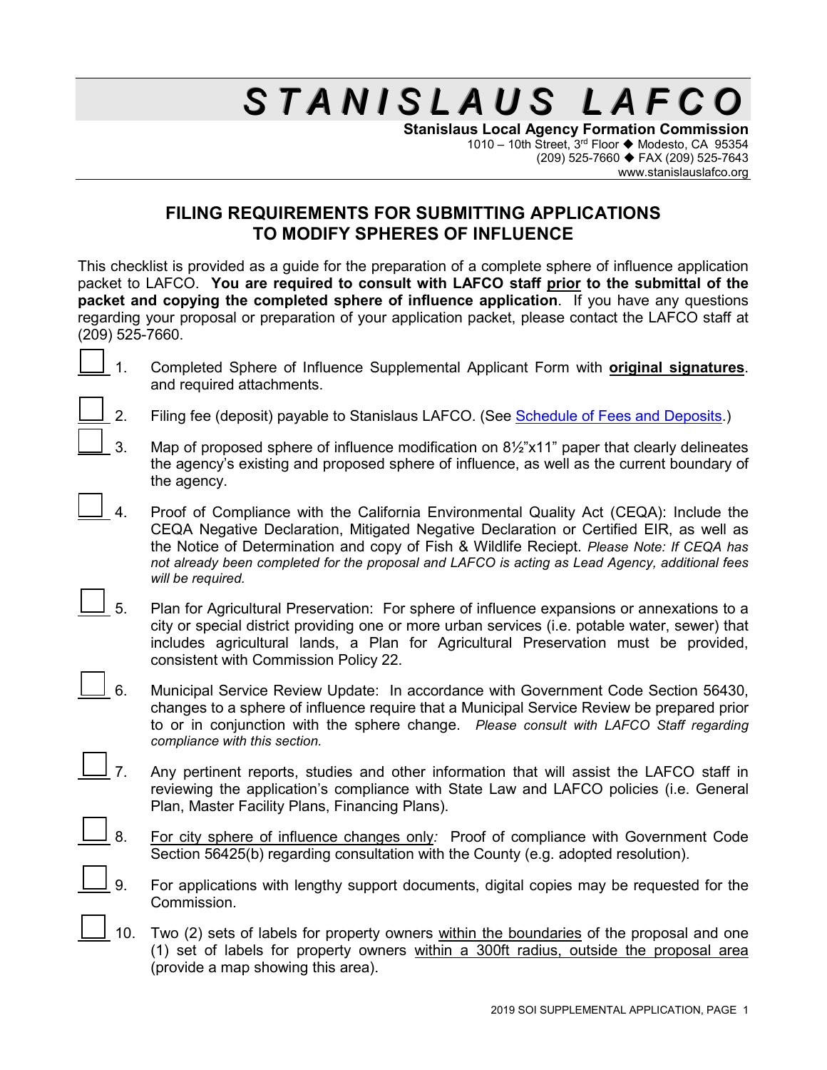# STANISLAUS LAFCO

**Stanislaus Local Agency Formation Commission**
1010 – 10th Street, 3rd Floor ◆ Modesto, CA 95354
(209) 525-7660 ◆ FAX (209) 525-7643
www.stanislauslafco.org

## FILING REQUIREMENTS FOR SUBMITTING APPLICATIONS TO MODIFY SPHERES OF INFLUENCE

This checklist is provided as a guide for the preparation of a complete sphere of influence application packet to LAFCO. **You are required to consult with LAFCO staff prior to the submittal of the packet and copying the completed sphere of influence application**. If you have any questions regarding your proposal or preparation of your application packet, please contact the LAFCO staff at (209) 525-7660.

☐ 1. Completed Sphere of Influence Supplemental Applicant Form with **original signatures**. and required attachments.

☐ 2. Filing fee (deposit) payable to Stanislaus LAFCO. (See Schedule of Fees and Deposits.)

☐ 3. Map of proposed sphere of influence modification on 8½"x11" paper that clearly delineates the agency's existing and proposed sphere of influence, as well as the current boundary of the agency.

☐ 4. Proof of Compliance with the California Environmental Quality Act (CEQA): Include the CEQA Negative Declaration, Mitigated Negative Declaration or Certified EIR, as well as the Notice of Determination and copy of Fish & Wildlife Reciept. *Please Note: If CEQA has not already been completed for the proposal and LAFCO is acting as Lead Agency, additional fees will be required.*

☐ 5. Plan for Agricultural Preservation: For sphere of influence expansions or annexations to a city or special district providing one or more urban services (i.e. potable water, sewer) that includes agricultural lands, a Plan for Agricultural Preservation must be provided, consistent with Commission Policy 22.

☐ 6. Municipal Service Review Update: In accordance with Government Code Section 56430, changes to a sphere of influence require that a Municipal Service Review be prepared prior to or in conjunction with the sphere change. *Please consult with LAFCO Staff regarding compliance with this section.*

☐ 7. Any pertinent reports, studies and other information that will assist the LAFCO staff in reviewing the application's compliance with State Law and LAFCO policies (i.e. General Plan, Master Facility Plans, Financing Plans).

☐ 8. For city sphere of influence changes only*:* Proof of compliance with Government Code Section 56425(b) regarding consultation with the County (e.g. adopted resolution).

☐ 9. For applications with lengthy support documents, digital copies may be requested for the Commission.

☐ 10. Two (2) sets of labels for property owners within the boundaries of the proposal and one (1) set of labels for property owners within a 300ft radius, outside the proposal area (provide a map showing this area).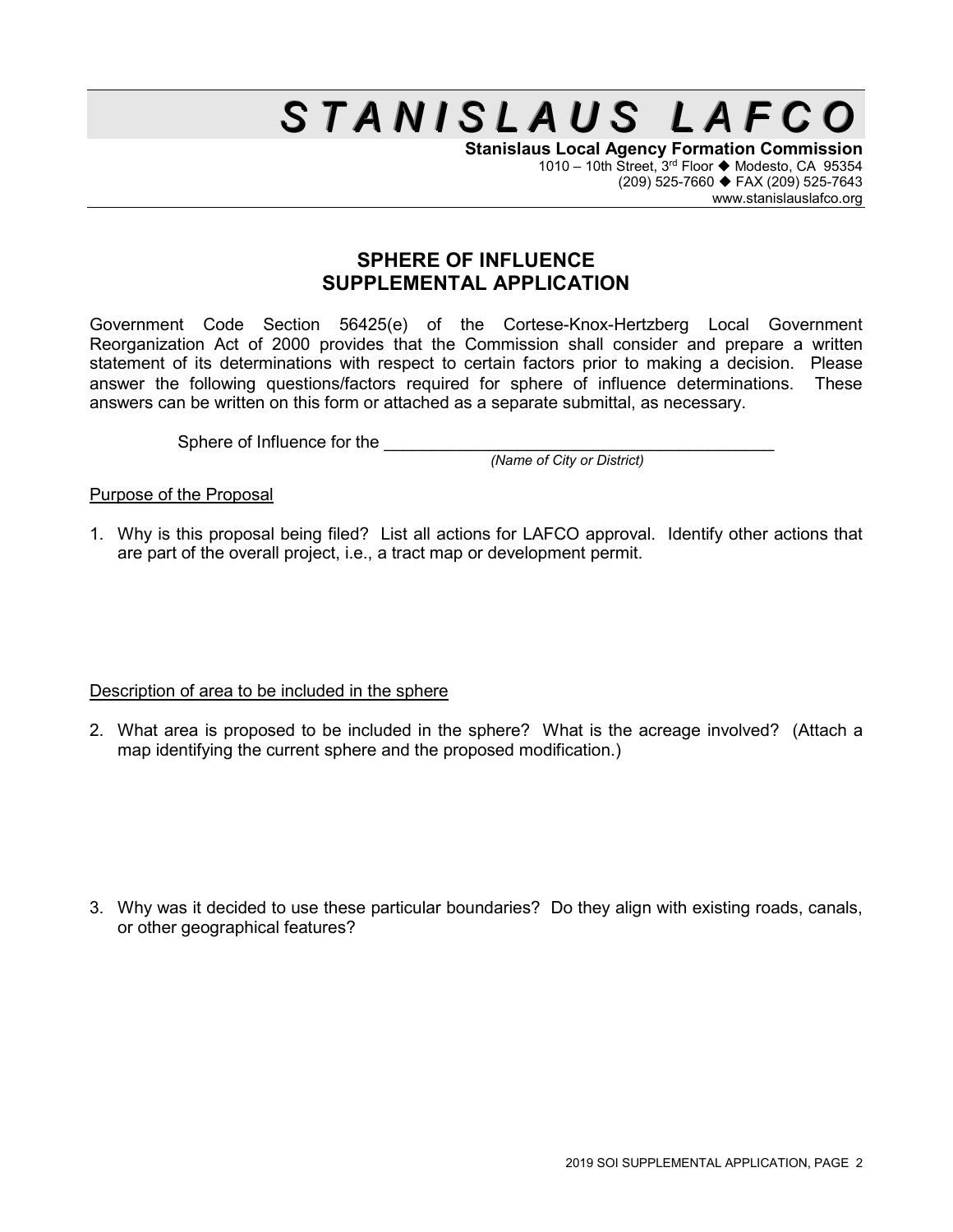# STANISLAUS LAFCO

**Stanislaus Local Agency Formation Commission**
1010 – 10th Street, 3rd Floor ◆ Modesto, CA 95354
(209) 525-7660 ◆ FAX (209) 525-7643
www.stanislauslafco.org

## SPHERE OF INFLUENCE SUPPLEMENTAL APPLICATION

Government Code Section 56425(e) of the Cortese-Knox-Hertzberg Local Government Reorganization Act of 2000 provides that the Commission shall consider and prepare a written statement of its determinations with respect to certain factors prior to making a decision. Please answer the following questions/factors required for sphere of influence determinations. These answers can be written on this form or attached as a separate submittal, as necessary.

Sphere of Influence for the ___________________________________________
*(Name of City or District)*

Purpose of the Proposal

1. Why is this proposal being filed? List all actions for LAFCO approval. Identify other actions that are part of the overall project, i.e., a tract map or development permit.

Description of area to be included in the sphere

2. What area is proposed to be included in the sphere? What is the acreage involved? (Attach a map identifying the current sphere and the proposed modification.)

3. Why was it decided to use these particular boundaries? Do they align with existing roads, canals, or other geographical features?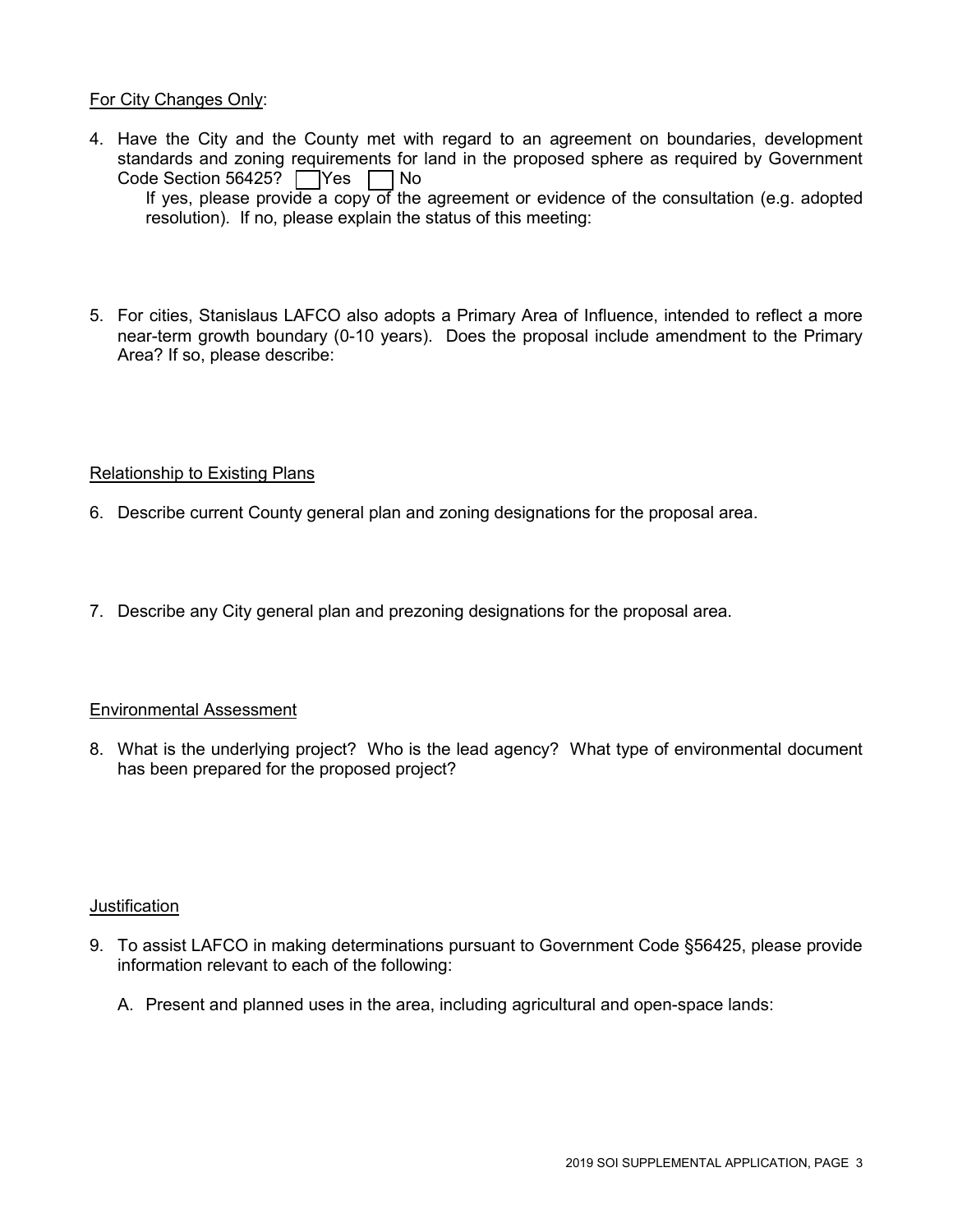For City Changes Only:

4. Have the City and the County met with regard to an agreement on boundaries, development standards and zoning requirements for land in the proposed sphere as required by Government Code Section 56425? ☐ Yes ☐ No

   If yes, please provide a copy of the agreement or evidence of the consultation (e.g. adopted resolution). If no, please explain the status of this meeting:

5. For cities, Stanislaus LAFCO also adopts a Primary Area of Influence, intended to reflect a more near-term growth boundary (0-10 years). Does the proposal include amendment to the Primary Area? If so, please describe:

Relationship to Existing Plans

6. Describe current County general plan and zoning designations for the proposal area.

7. Describe any City general plan and prezoning designations for the proposal area.

Environmental Assessment

8. What is the underlying project? Who is the lead agency? What type of environmental document has been prepared for the proposed project?

Justification

9. To assist LAFCO in making determinations pursuant to Government Code §56425, please provide information relevant to each of the following:

   A. Present and planned uses in the area, including agricultural and open-space lands: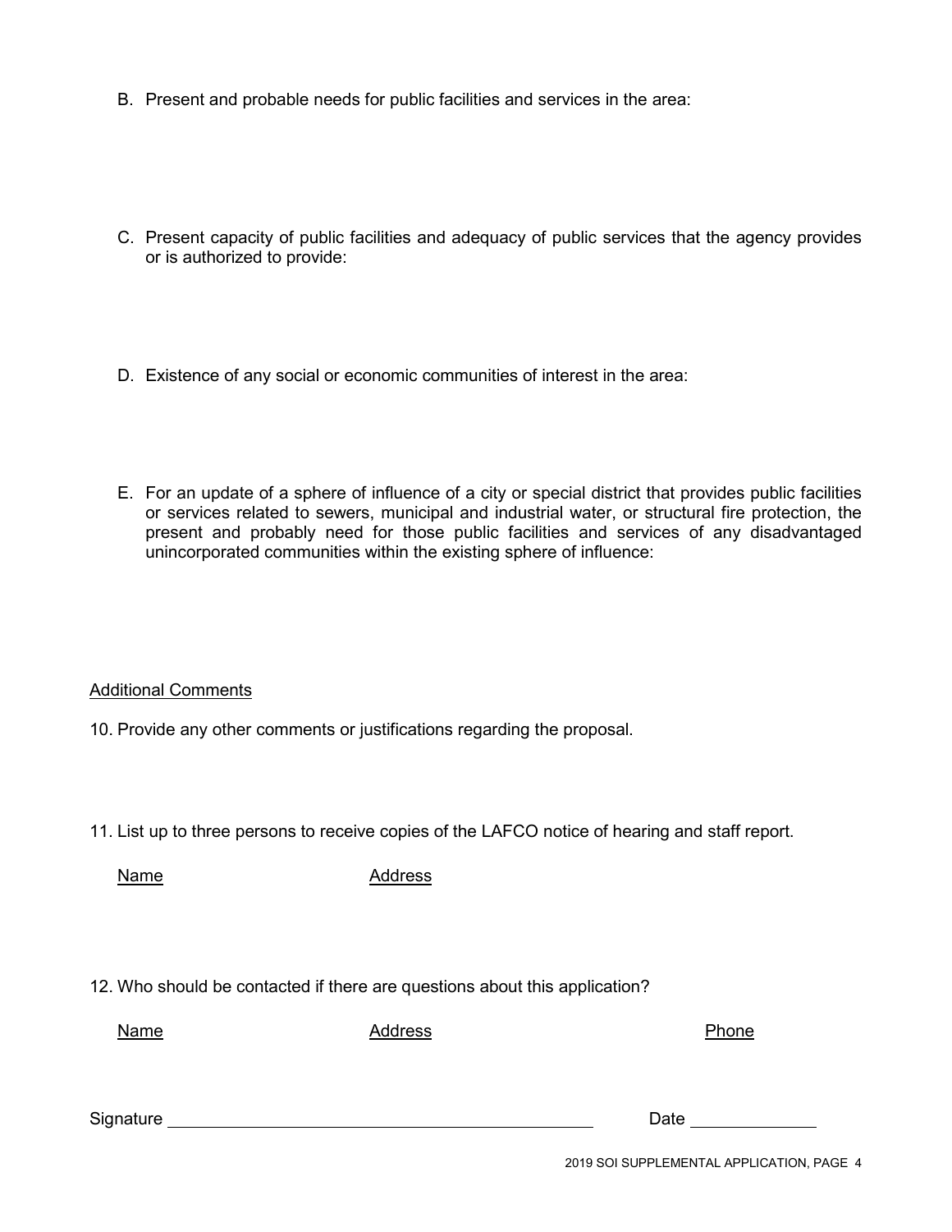B. Present and probable needs for public facilities and services in the area:

C. Present capacity of public facilities and adequacy of public services that the agency provides or is authorized to provide:

D. Existence of any social or economic communities of interest in the area:

E. For an update of a sphere of influence of a city or special district that provides public facilities or services related to sewers, municipal and industrial water, or structural fire protection, the present and probably need for those public facilities and services of any disadvantaged unincorporated communities within the existing sphere of influence:

Additional Comments

10. Provide any other comments or justifications regarding the proposal.

11. List up to three persons to receive copies of the LAFCO notice of hearing and staff report.

| Name | Address |
|---|---|
| | |

12. Who should be contacted if there are questions about this application?

| Name | Address | Phone |
|---|---|---|
| | | |

Signature ______________________________ Date ______________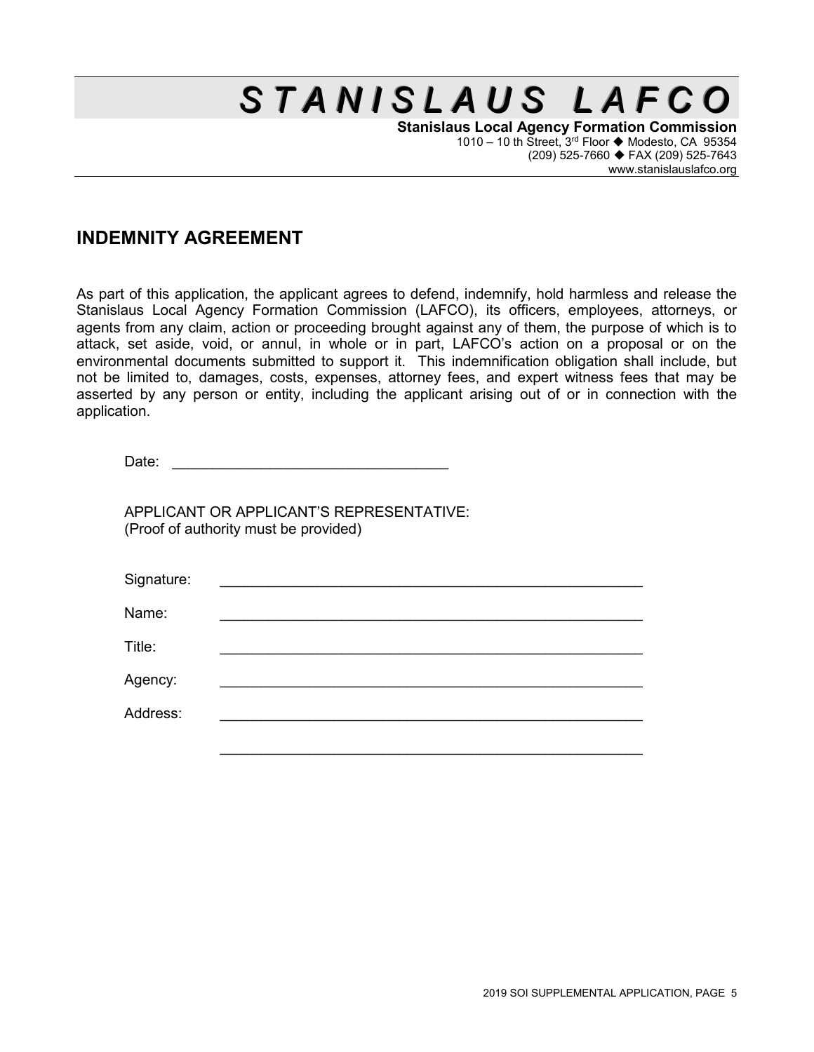# STANISLAUS LAFCO

**Stanislaus Local Agency Formation Commission**
1010 – 10 th Street, 3rd Floor ◆ Modesto, CA 95354
(209) 525-7660 ◆ FAX (209) 525-7643
www.stanislauslafco.org

## INDEMNITY AGREEMENT

As part of this application, the applicant agrees to defend, indemnify, hold harmless and release the Stanislaus Local Agency Formation Commission (LAFCO), its officers, employees, attorneys, or agents from any claim, action or proceeding brought against any of them, the purpose of which is to attack, set aside, void, or annul, in whole or in part, LAFCO's action on a proposal or on the environmental documents submitted to support it. This indemnification obligation shall include, but not be limited to, damages, costs, expenses, attorney fees, and expert witness fees that may be asserted by any person or entity, including the applicant arising out of or in connection with the application.

Date: ________________________________

APPLICANT OR APPLICANT'S REPRESENTATIVE:
(Proof of authority must be provided)

Signature: ________________________________________________

Name: ________________________________________________

Title: ________________________________________________

Agency: ________________________________________________

Address: ________________________________________________

________________________________________________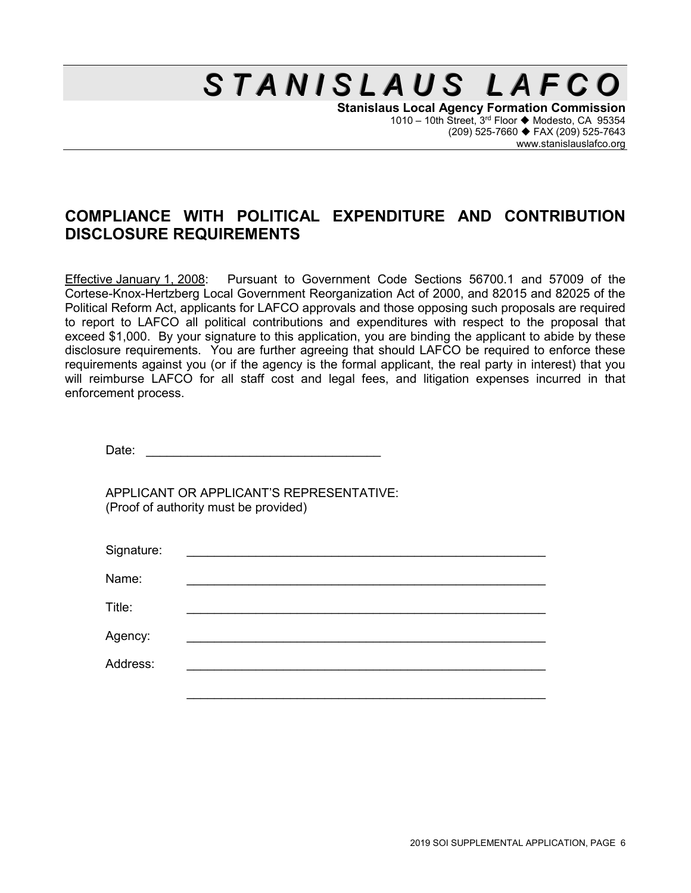# STANISLAUS LAFCO

**Stanislaus Local Agency Formation Commission**
1010 – 10th Street, 3rd Floor ◆ Modesto, CA 95354
(209) 525-7660 ◆ FAX (209) 525-7643
www.stanislauslafco.org

## COMPLIANCE WITH POLITICAL EXPENDITURE AND CONTRIBUTION DISCLOSURE REQUIREMENTS

Effective January 1, 2008: Pursuant to Government Code Sections 56700.1 and 57009 of the Cortese-Knox-Hertzberg Local Government Reorganization Act of 2000, and 82015 and 82025 of the Political Reform Act, applicants for LAFCO approvals and those opposing such proposals are required to report to LAFCO all political contributions and expenditures with respect to the proposal that exceed $1,000. By your signature to this application, you are binding the applicant to abide by these disclosure requirements. You are further agreeing that should LAFCO be required to enforce these requirements against you (or if the agency is the formal applicant, the real party in interest) that you will reimburse LAFCO for all staff cost and legal fees, and litigation expenses incurred in that enforcement process.

Date: _________________________________

APPLICANT OR APPLICANT'S REPRESENTATIVE:
(Proof of authority must be provided)

Signature: _____________________________________________________

Name: _____________________________________________________

Title: _____________________________________________________

Agency: _____________________________________________________

Address: _____________________________________________________

_____________________________________________________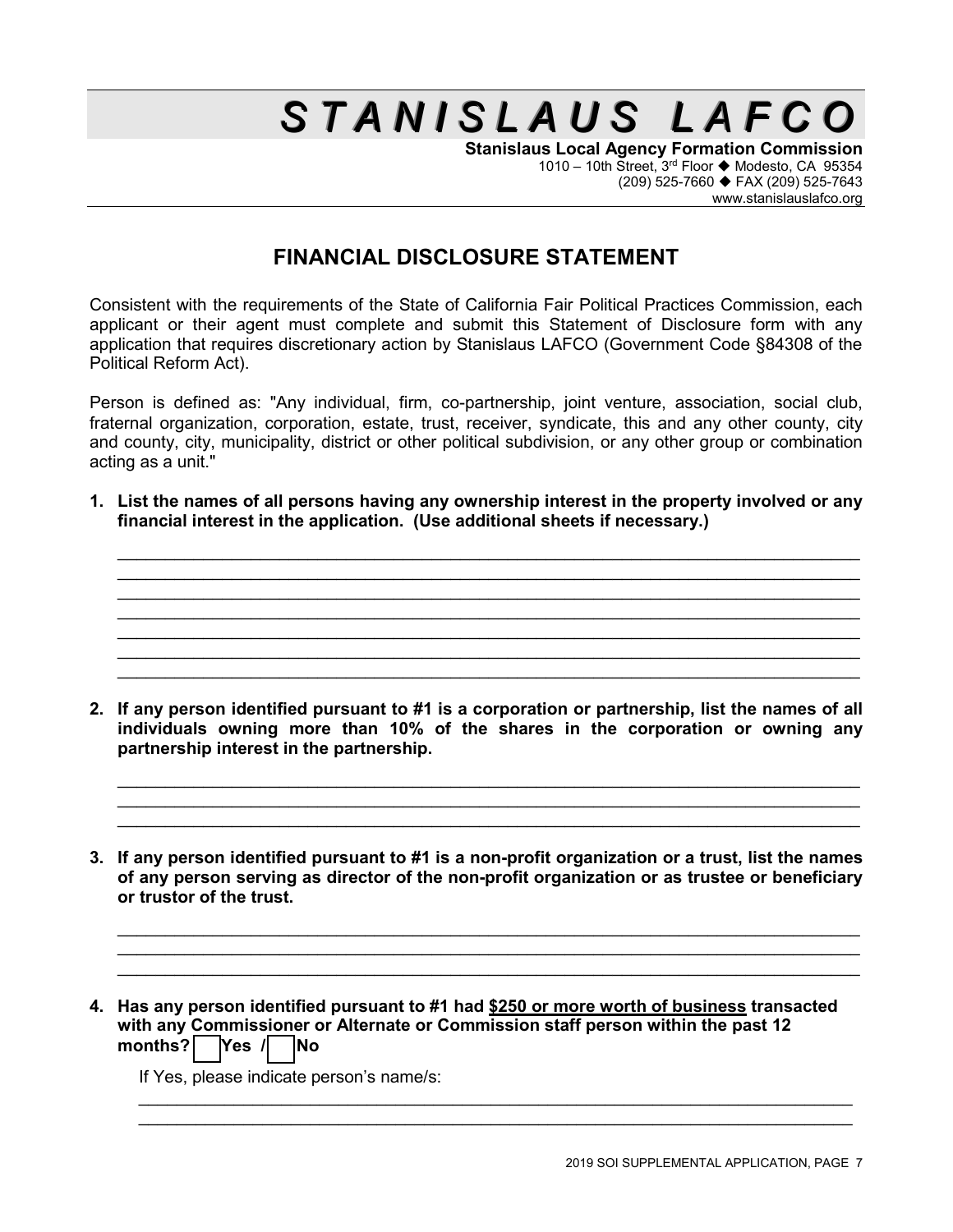# STANISLAUS LAFCO

**Stanislaus Local Agency Formation Commission**
1010 – 10th Street, 3rd Floor ◆ Modesto, CA 95354
(209) 525-7660 ◆ FAX (209) 525-7643
www.stanislauslafco.org

## FINANCIAL DISCLOSURE STATEMENT

Consistent with the requirements of the State of California Fair Political Practices Commission, each applicant or their agent must complete and submit this Statement of Disclosure form with any application that requires discretionary action by Stanislaus LAFCO (Government Code §84308 of the Political Reform Act).

Person is defined as: "Any individual, firm, co-partnership, joint venture, association, social club, fraternal organization, corporation, estate, trust, receiver, syndicate, this and any other county, city and county, city, municipality, district or other political subdivision, or any other group or combination acting as a unit."

**1. List the names of all persons having any ownership interest in the property involved or any financial interest in the application. (Use additional sheets if necessary.)**

_______________________________________________________________________________
_______________________________________________________________________________
_______________________________________________________________________________
_______________________________________________________________________________
_______________________________________________________________________________
_______________________________________________________________________________
_______________________________________________________________________________

**2. If any person identified pursuant to #1 is a corporation or partnership, list the names of all individuals owning more than 10% of the shares in the corporation or owning any partnership interest in the partnership.**

_______________________________________________________________________________
_______________________________________________________________________________
_______________________________________________________________________________

**3. If any person identified pursuant to #1 is a non-profit organization or a trust, list the names of any person serving as director of the non-profit organization or as trustee or beneficiary or trustor of the trust.**

_______________________________________________________________________________
_______________________________________________________________________________
_______________________________________________________________________________

**4. Has any person identified pursuant to #1 had <u>$250 or more worth of business</u> transacted with any Commissioner or Alternate or Commission staff person within the past 12 months? ☐ Yes / ☐ No**

If Yes, please indicate person's name/s:

_______________________________________________________________________________
_______________________________________________________________________________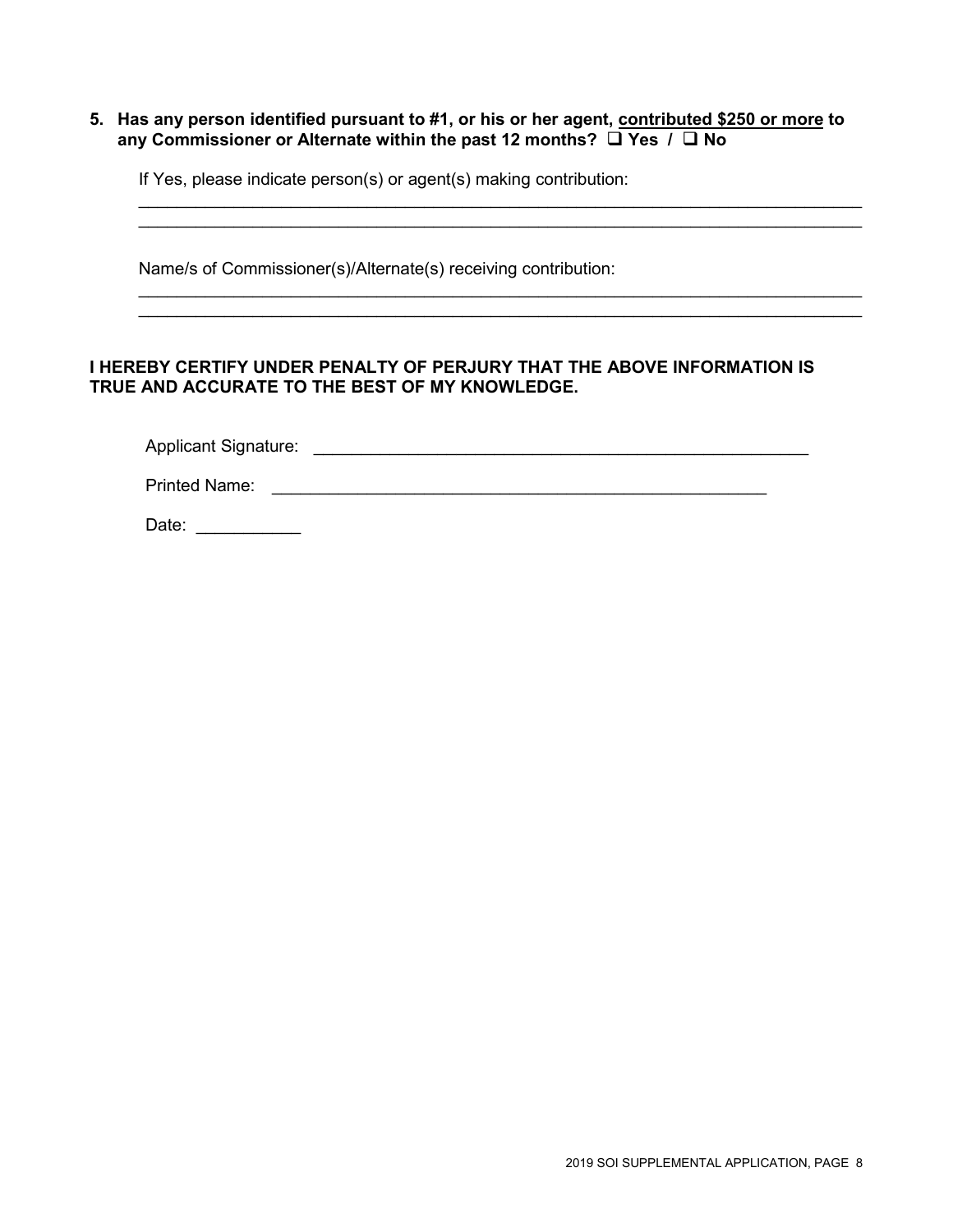5. **Has any person identified pursuant to #1, or his or her agent, <u>contributed $250 or more</u> to any Commissioner or Alternate within the past 12 months? ☐ Yes / ☐ No**

   If Yes, please indicate person(s) or agent(s) making contribution:

   ______________________________________________________________________________
   ______________________________________________________________________________

   Name/s of Commissioner(s)/Alternate(s) receiving contribution:

   ______________________________________________________________________________
   ______________________________________________________________________________

**I HEREBY CERTIFY UNDER PENALTY OF PERJURY THAT THE ABOVE INFORMATION IS TRUE AND ACCURATE TO THE BEST OF MY KNOWLEDGE.**

Applicant Signature: _______________________________________________________

Printed Name: _______________________________________________________

Date: ___________

2019 SOI SUPPLEMENTAL APPLICATION